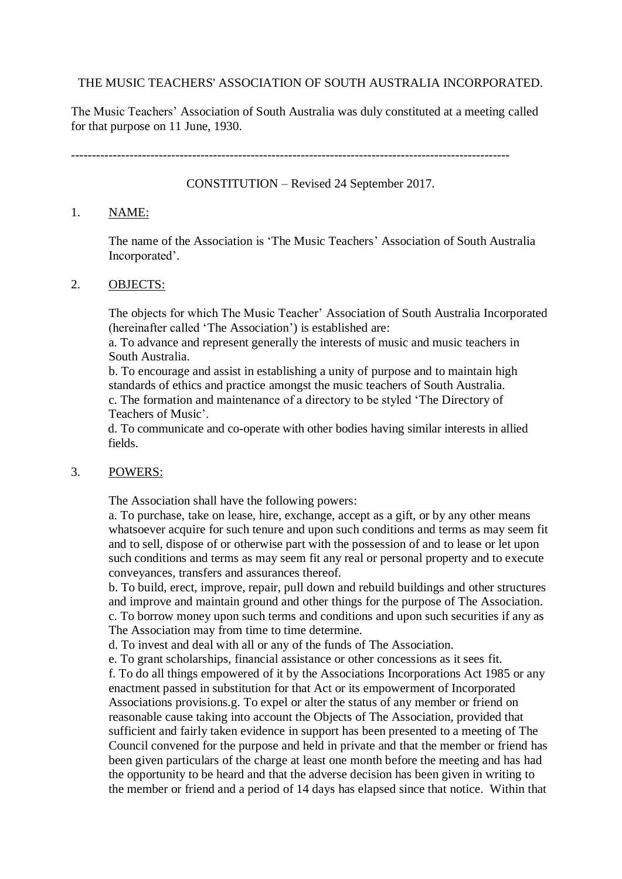THE MUSIC TEACHERS' ASSOCIATION OF SOUTH AUSTRALIA INCORPORATED.

The Music Teachers' Association of South Australia was duly constituted at a meeting called for that purpose on 11 June, 1930.

---

CONSTITUTION – Revised 24 September 2017.

1. NAME:

   The name of the Association is 'The Music Teachers' Association of South Australia Incorporated'.

2. OBJECTS:

   The objects for which The Music Teacher' Association of South Australia Incorporated (hereinafter called 'The Association') is established are:
   a. To advance and represent generally the interests of music and music teachers in South Australia.
   b. To encourage and assist in establishing a unity of purpose and to maintain high standards of ethics and practice amongst the music teachers of South Australia.
   c. The formation and maintenance of a directory to be styled 'The Directory of Teachers of Music'.
   d. To communicate and co-operate with other bodies having similar interests in allied fields.

3. POWERS:

   The Association shall have the following powers:
   a. To purchase, take on lease, hire, exchange, accept as a gift, or by any other means whatsoever acquire for such tenure and upon such conditions and terms as may seem fit and to sell, dispose of or otherwise part with the possession of and to lease or let upon such conditions and terms as may seem fit any real or personal property and to execute conveyances, transfers and assurances thereof.
   b. To build, erect, improve, repair, pull down and rebuild buildings and other structures and improve and maintain ground and other things for the purpose of The Association.
   c. To borrow money upon such terms and conditions and upon such securities if any as The Association may from time to time determine.
   d. To invest and deal with all or any of the funds of The Association.
   e. To grant scholarships, financial assistance or other concessions as it sees fit.
   f. To do all things empowered of it by the Associations Incorporations Act 1985 or any enactment passed in substitution for that Act or its empowerment of Incorporated Associations provisions.g. To expel or alter the status of any member or friend on reasonable cause taking into account the Objects of The Association, provided that sufficient and fairly taken evidence in support has been presented to a meeting of The Council convened for the purpose and held in private and that the member or friend has been given particulars of the charge at least one month before the meeting and has had the opportunity to be heard and that the adverse decision has been given in writing to the member or friend and a period of 14 days has elapsed since that notice. Within that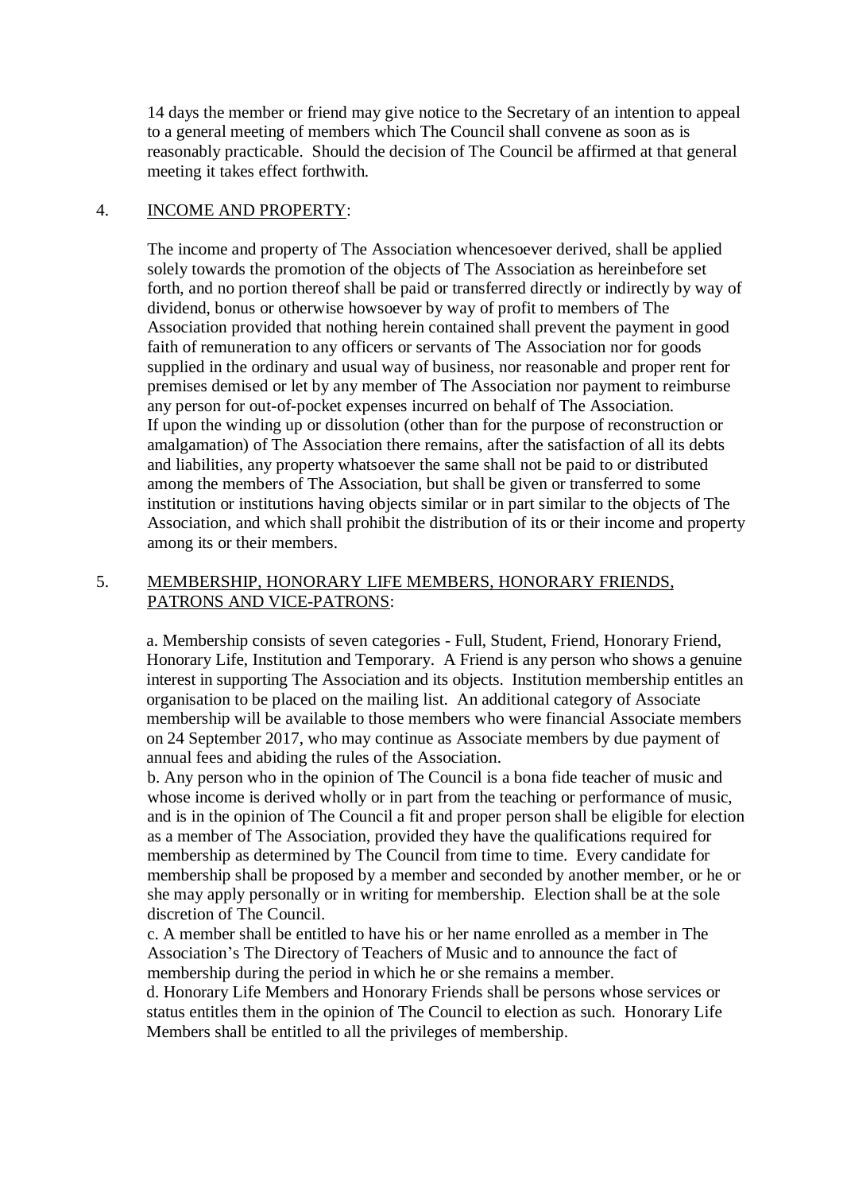14 days the member or friend may give notice to the Secretary of an intention to appeal to a general meeting of members which The Council shall convene as soon as is reasonably practicable. Should the decision of The Council be affirmed at that general meeting it takes effect forthwith.

4. INCOME AND PROPERTY:

The income and property of The Association whencesoever derived, shall be applied solely towards the promotion of the objects of The Association as hereinbefore set forth, and no portion thereof shall be paid or transferred directly or indirectly by way of dividend, bonus or otherwise howsoever by way of profit to members of The Association provided that nothing herein contained shall prevent the payment in good faith of remuneration to any officers or servants of The Association nor for goods supplied in the ordinary and usual way of business, nor reasonable and proper rent for premises demised or let by any member of The Association nor payment to reimburse any person for out-of-pocket expenses incurred on behalf of The Association.
If upon the winding up or dissolution (other than for the purpose of reconstruction or amalgamation) of The Association there remains, after the satisfaction of all its debts and liabilities, any property whatsoever the same shall not be paid to or distributed among the members of The Association, but shall be given or transferred to some institution or institutions having objects similar or in part similar to the objects of The Association, and which shall prohibit the distribution of its or their income and property among its or their members.

5. MEMBERSHIP, HONORARY LIFE MEMBERS, HONORARY FRIENDS, PATRONS AND VICE-PATRONS:

a. Membership consists of seven categories - Full, Student, Friend, Honorary Friend, Honorary Life, Institution and Temporary. A Friend is any person who shows a genuine interest in supporting The Association and its objects. Institution membership entitles an organisation to be placed on the mailing list. An additional category of Associate membership will be available to those members who were financial Associate members on 24 September 2017, who may continue as Associate members by due payment of annual fees and abiding the rules of the Association.
b. Any person who in the opinion of The Council is a bona fide teacher of music and whose income is derived wholly or in part from the teaching or performance of music, and is in the opinion of The Council a fit and proper person shall be eligible for election as a member of The Association, provided they have the qualifications required for membership as determined by The Council from time to time. Every candidate for membership shall be proposed by a member and seconded by another member, or he or she may apply personally or in writing for membership. Election shall be at the sole discretion of The Council.
c. A member shall be entitled to have his or her name enrolled as a member in The Association's The Directory of Teachers of Music and to announce the fact of membership during the period in which he or she remains a member.
d. Honorary Life Members and Honorary Friends shall be persons whose services or status entitles them in the opinion of The Council to election as such. Honorary Life Members shall be entitled to all the privileges of membership.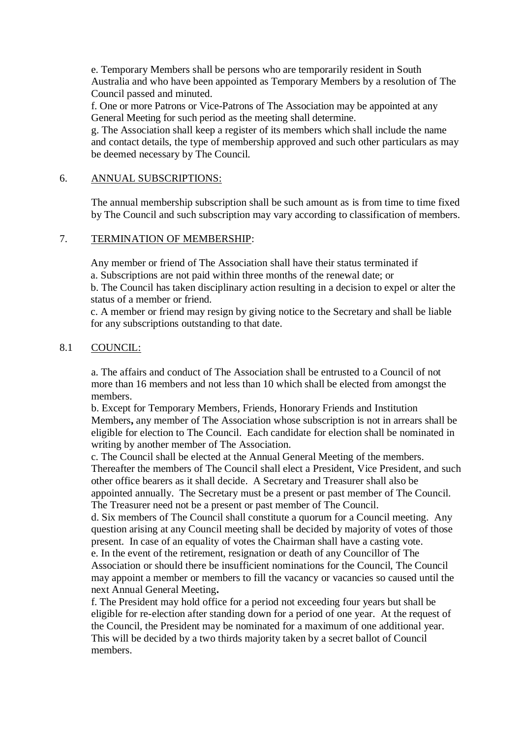e. Temporary Members shall be persons who are temporarily resident in South Australia and who have been appointed as Temporary Members by a resolution of The Council passed and minuted.
f. One or more Patrons or Vice-Patrons of The Association may be appointed at any General Meeting for such period as the meeting shall determine.
g. The Association shall keep a register of its members which shall include the name and contact details, the type of membership approved and such other particulars as may be deemed necessary by The Council.

6. <u>ANNUAL SUBSCRIPTIONS:</u>

The annual membership subscription shall be such amount as is from time to time fixed by The Council and such subscription may vary according to classification of members.

7. <u>TERMINATION OF MEMBERSHIP</u>:

Any member or friend of The Association shall have their status terminated if
a. Subscriptions are not paid within three months of the renewal date; or
b. The Council has taken disciplinary action resulting in a decision to expel or alter the status of a member or friend.
c. A member or friend may resign by giving notice to the Secretary and shall be liable for any subscriptions outstanding to that date.

8.1 <u>COUNCIL:</u>

a. The affairs and conduct of The Association shall be entrusted to a Council of not more than 16 members and not less than 10 which shall be elected from amongst the members.
b. Except for Temporary Members, Friends, Honorary Friends and Institution Members**,** any member of The Association whose subscription is not in arrears shall be eligible for election to The Council. Each candidate for election shall be nominated in writing by another member of The Association.
c. The Council shall be elected at the Annual General Meeting of the members. Thereafter the members of The Council shall elect a President, Vice President, and such other office bearers as it shall decide. A Secretary and Treasurer shall also be appointed annually. The Secretary must be a present or past member of The Council. The Treasurer need not be a present or past member of The Council.
d. Six members of The Council shall constitute a quorum for a Council meeting. Any question arising at any Council meeting shall be decided by majority of votes of those present. In case of an equality of votes the Chairman shall have a casting vote.
e. In the event of the retirement, resignation or death of any Councillor of The Association or should there be insufficient nominations for the Council, The Council may appoint a member or members to fill the vacancy or vacancies so caused until the next Annual General Meeting**.**
f. The President may hold office for a period not exceeding four years but shall be eligible for re-election after standing down for a period of one year. At the request of the Council, the President may be nominated for a maximum of one additional year. This will be decided by a two thirds majority taken by a secret ballot of Council members.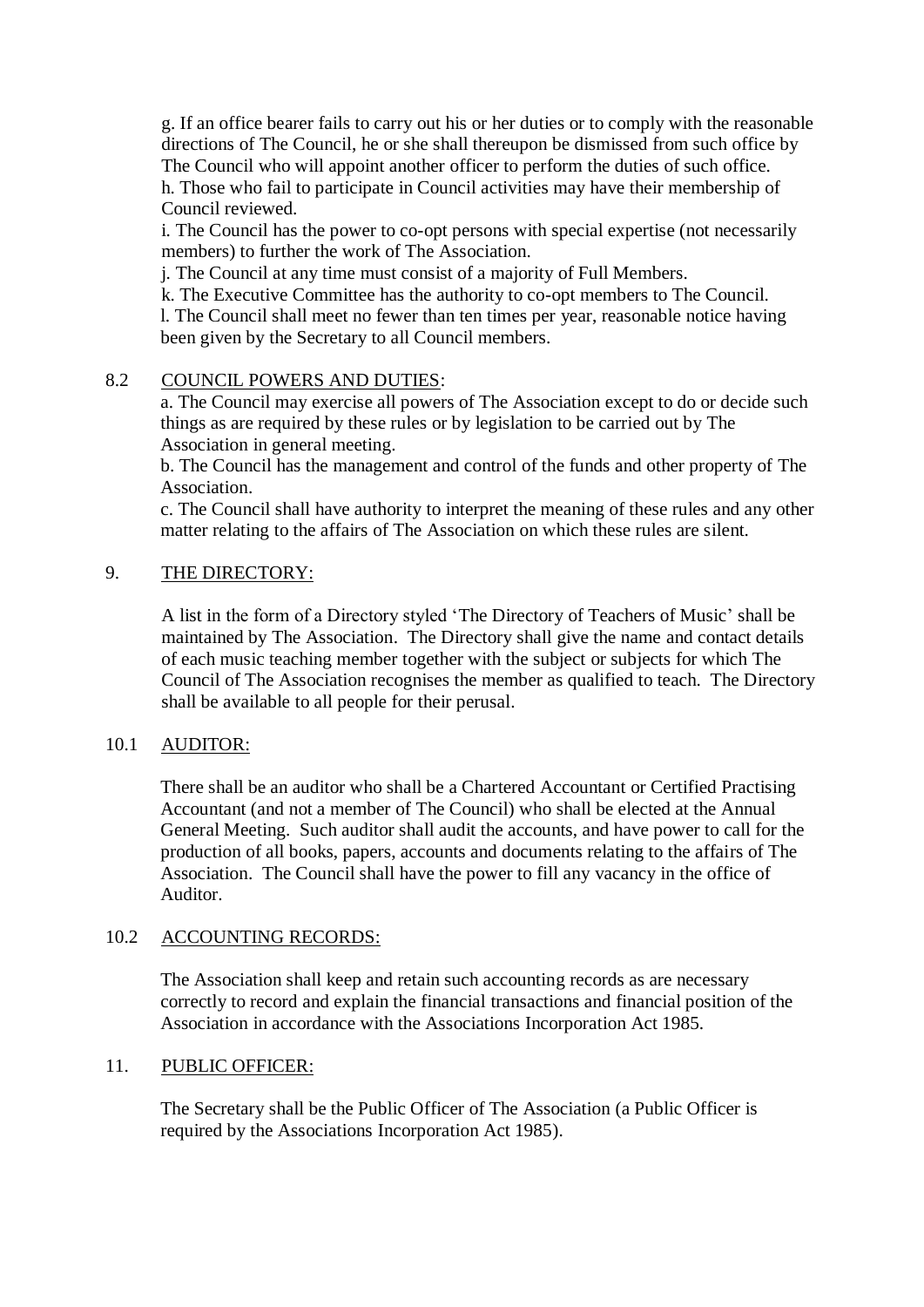g. If an office bearer fails to carry out his or her duties or to comply with the reasonable directions of The Council, he or she shall thereupon be dismissed from such office by The Council who will appoint another officer to perform the duties of such office.
h. Those who fail to participate in Council activities may have their membership of Council reviewed.
i. The Council has the power to co-opt persons with special expertise (not necessarily members) to further the work of The Association.
j. The Council at any time must consist of a majority of Full Members.
k. The Executive Committee has the authority to co-opt members to The Council.
l. The Council shall meet no fewer than ten times per year, reasonable notice having been given by the Secretary to all Council members.

8.2 COUNCIL POWERS AND DUTIES:

a. The Council may exercise all powers of The Association except to do or decide such things as are required by these rules or by legislation to be carried out by The Association in general meeting.
b. The Council has the management and control of the funds and other property of The Association.
c. The Council shall have authority to interpret the meaning of these rules and any other matter relating to the affairs of The Association on which these rules are silent.

9. THE DIRECTORY:

A list in the form of a Directory styled 'The Directory of Teachers of Music' shall be maintained by The Association. The Directory shall give the name and contact details of each music teaching member together with the subject or subjects for which The Council of The Association recognises the member as qualified to teach. The Directory shall be available to all people for their perusal.

10.1 AUDITOR:

There shall be an auditor who shall be a Chartered Accountant or Certified Practising Accountant (and not a member of The Council) who shall be elected at the Annual General Meeting. Such auditor shall audit the accounts, and have power to call for the production of all books, papers, accounts and documents relating to the affairs of The Association. The Council shall have the power to fill any vacancy in the office of Auditor.

10.2 ACCOUNTING RECORDS:

The Association shall keep and retain such accounting records as are necessary correctly to record and explain the financial transactions and financial position of the Association in accordance with the Associations Incorporation Act 1985.

11. PUBLIC OFFICER:

The Secretary shall be the Public Officer of The Association (a Public Officer is required by the Associations Incorporation Act 1985).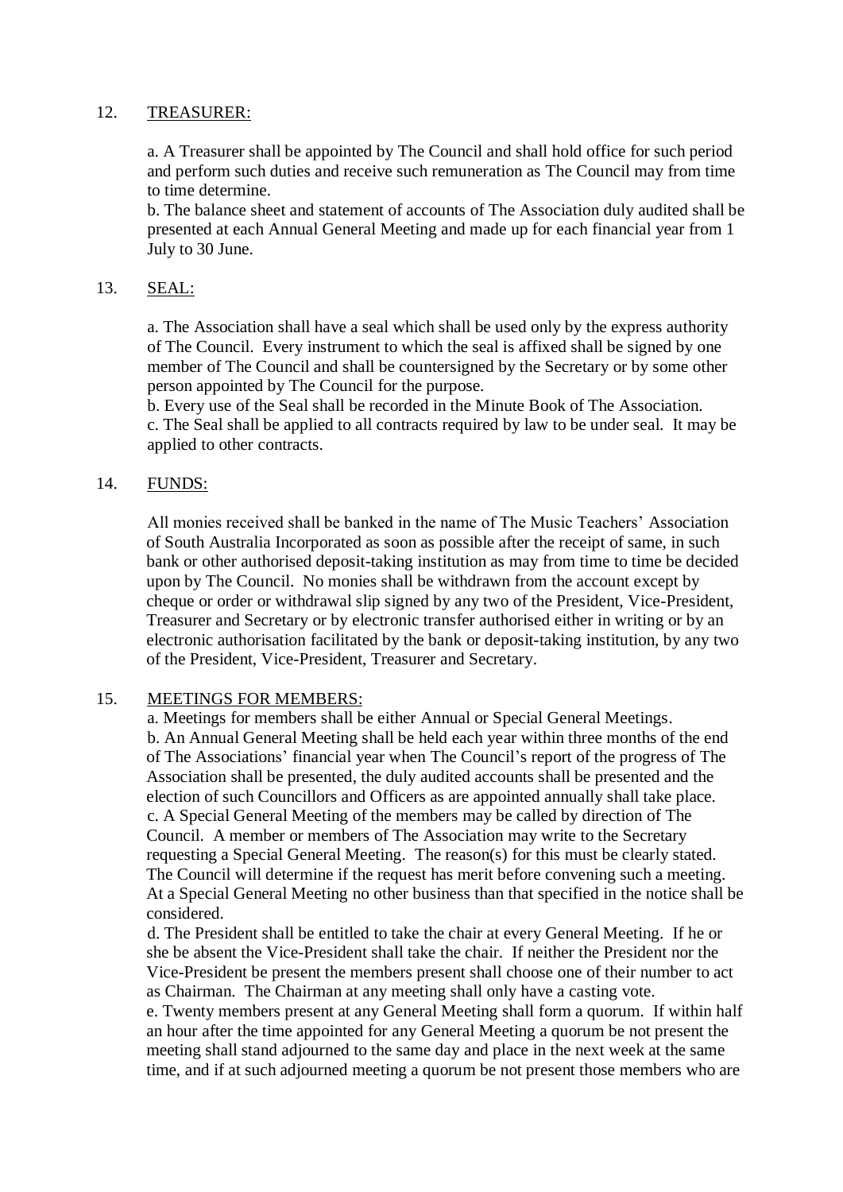12. <u>TREASURER:</u>

a. A Treasurer shall be appointed by The Council and shall hold office for such period and perform such duties and receive such remuneration as The Council may from time to time determine.
b. The balance sheet and statement of accounts of The Association duly audited shall be presented at each Annual General Meeting and made up for each financial year from 1 July to 30 June.

13. <u>SEAL:</u>

a. The Association shall have a seal which shall be used only by the express authority of The Council. Every instrument to which the seal is affixed shall be signed by one member of The Council and shall be countersigned by the Secretary or by some other person appointed by The Council for the purpose.
b. Every use of the Seal shall be recorded in the Minute Book of The Association.
c. The Seal shall be applied to all contracts required by law to be under seal. It may be applied to other contracts.

14. <u>FUNDS:</u>

All monies received shall be banked in the name of The Music Teachers' Association of South Australia Incorporated as soon as possible after the receipt of same, in such bank or other authorised deposit-taking institution as may from time to time be decided upon by The Council. No monies shall be withdrawn from the account except by cheque or order or withdrawal slip signed by any two of the President, Vice-President, Treasurer and Secretary or by electronic transfer authorised either in writing or by an electronic authorisation facilitated by the bank or deposit-taking institution, by any two of the President, Vice-President, Treasurer and Secretary.

15. <u>MEETINGS FOR MEMBERS:</u>

a. Meetings for members shall be either Annual or Special General Meetings.
b. An Annual General Meeting shall be held each year within three months of the end of The Associations' financial year when The Council's report of the progress of The Association shall be presented, the duly audited accounts shall be presented and the election of such Councillors and Officers as are appointed annually shall take place.
c. A Special General Meeting of the members may be called by direction of The Council. A member or members of The Association may write to the Secretary requesting a Special General Meeting. The reason(s) for this must be clearly stated. The Council will determine if the request has merit before convening such a meeting. At a Special General Meeting no other business than that specified in the notice shall be considered.
d. The President shall be entitled to take the chair at every General Meeting. If he or she be absent the Vice-President shall take the chair. If neither the President nor the Vice-President be present the members present shall choose one of their number to act as Chairman. The Chairman at any meeting shall only have a casting vote.
e. Twenty members present at any General Meeting shall form a quorum. If within half an hour after the time appointed for any General Meeting a quorum be not present the meeting shall stand adjourned to the same day and place in the next week at the same time, and if at such adjourned meeting a quorum be not present those members who are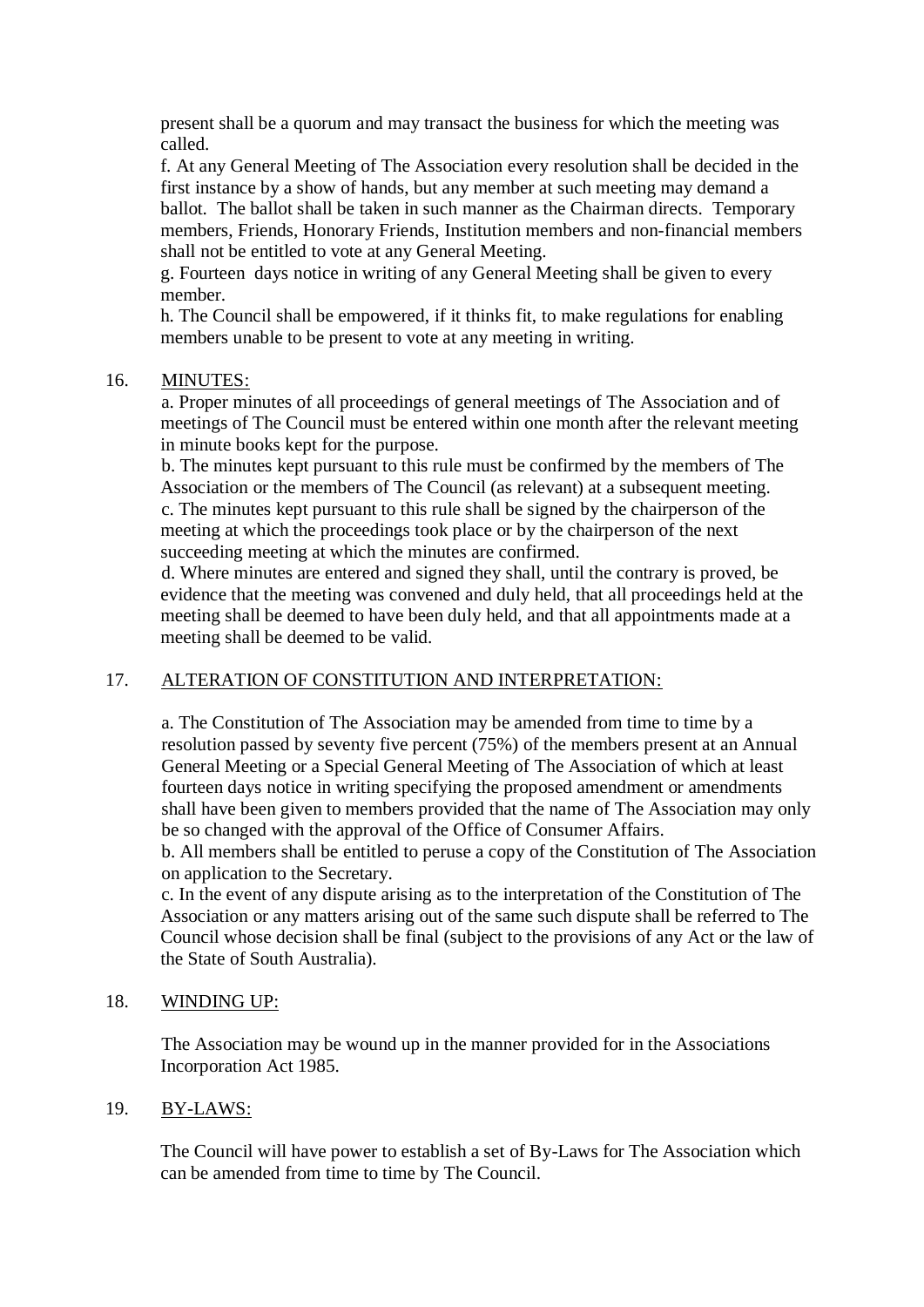present shall be a quorum and may transact the business for which the meeting was called.

f. At any General Meeting of The Association every resolution shall be decided in the first instance by a show of hands, but any member at such meeting may demand a ballot. The ballot shall be taken in such manner as the Chairman directs. Temporary members, Friends, Honorary Friends, Institution members and non-financial members shall not be entitled to vote at any General Meeting.

g. Fourteen days notice in writing of any General Meeting shall be given to every member.

h. The Council shall be empowered, if it thinks fit, to make regulations for enabling members unable to be present to vote at any meeting in writing.

16. MINUTES:

a. Proper minutes of all proceedings of general meetings of The Association and of meetings of The Council must be entered within one month after the relevant meeting in minute books kept for the purpose.

b. The minutes kept pursuant to this rule must be confirmed by the members of The Association or the members of The Council (as relevant) at a subsequent meeting.

c. The minutes kept pursuant to this rule shall be signed by the chairperson of the meeting at which the proceedings took place or by the chairperson of the next succeeding meeting at which the minutes are confirmed.

d. Where minutes are entered and signed they shall, until the contrary is proved, be evidence that the meeting was convened and duly held, that all proceedings held at the meeting shall be deemed to have been duly held, and that all appointments made at a meeting shall be deemed to be valid.

17. ALTERATION OF CONSTITUTION AND INTERPRETATION:

a. The Constitution of The Association may be amended from time to time by a resolution passed by seventy five percent (75%) of the members present at an Annual General Meeting or a Special General Meeting of The Association of which at least fourteen days notice in writing specifying the proposed amendment or amendments shall have been given to members provided that the name of The Association may only be so changed with the approval of the Office of Consumer Affairs.

b. All members shall be entitled to peruse a copy of the Constitution of The Association on application to the Secretary.

c. In the event of any dispute arising as to the interpretation of the Constitution of The Association or any matters arising out of the same such dispute shall be referred to The Council whose decision shall be final (subject to the provisions of any Act or the law of the State of South Australia).

18. WINDING UP:

The Association may be wound up in the manner provided for in the Associations Incorporation Act 1985.

19. BY-LAWS:

The Council will have power to establish a set of By-Laws for The Association which can be amended from time to time by The Council.